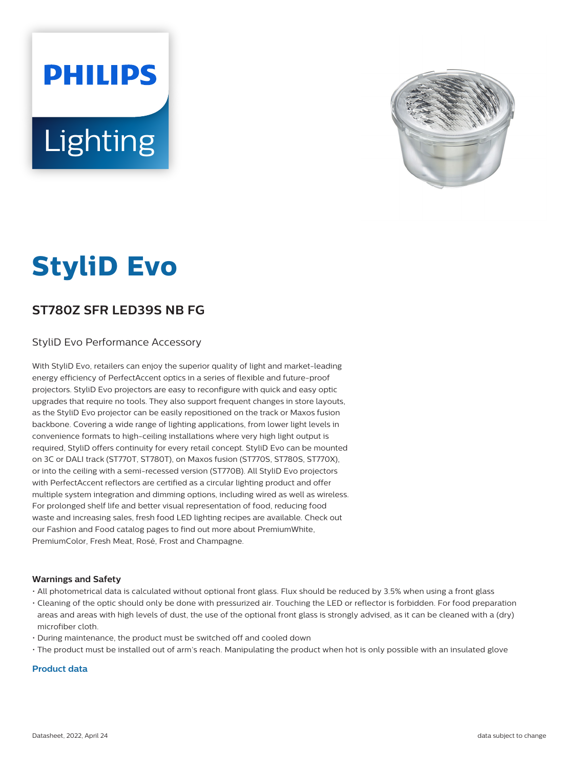# StyliD Evo

## ST780Z SFR LED39S NB FG

StyliD Evo Performance Accessory

With StyliD Evo, retailers can enjoy the superior quality of light and market-leading energy efficiency of PerfectAccent optics in a series of flexible and future-proof projectors. StyliD Evo projectors are easy to reconfigure with quick and easy optic upgrades that require no tools. They also support frequent changes in store layouts, as the StyliD Evo projector can be easily repositioned on the track or Maxos fusion backbone. Covering a wide range of lighting applications, from lower light levels in convenience formats to high-ceiling installations where very high light output is required, StyliD offers continuity for every retail concept. StyliD Evo can be mounted on 3C or DALI track (ST770T, ST780T), on Maxos fusion (ST770S, ST780S, ST770X), or into the ceiling with a semi-recessed version (ST770B). All StyliD Evo projectors with PerfectAccent reflectors are certified as a circular lighting product and offer multiple system integration and dimming options, including wired as well as wireless. For prolonged shelf life and better visual representation of food, reducing food waste and increasing sales, fresh food LED lighting recipes are available. Check out our Fashion and Food catalog pages to find out more about PremiumWhite, PremiumColor, Fresh Meat, Rosé, Frost and Champagne.

#### Warnings and Safety

- All photometrical data is calculated without optional front glass. Flux should be reduced by 3.5% when using a front glass
- Cleaning of the optic should only be done with pressurized air. Touching the LED or reflector is forbidden. For food preparation areas and areas with high levels of dust, the use of the optional front glass is strongly advised, as it can be cleaned with a (dry) microfiber cloth.
- During maintenance, the product must be switched off and cooled down
- The product must be installed out of arm's reach. Manipulating the product when hot is only possible with an insulated glove

#### Product data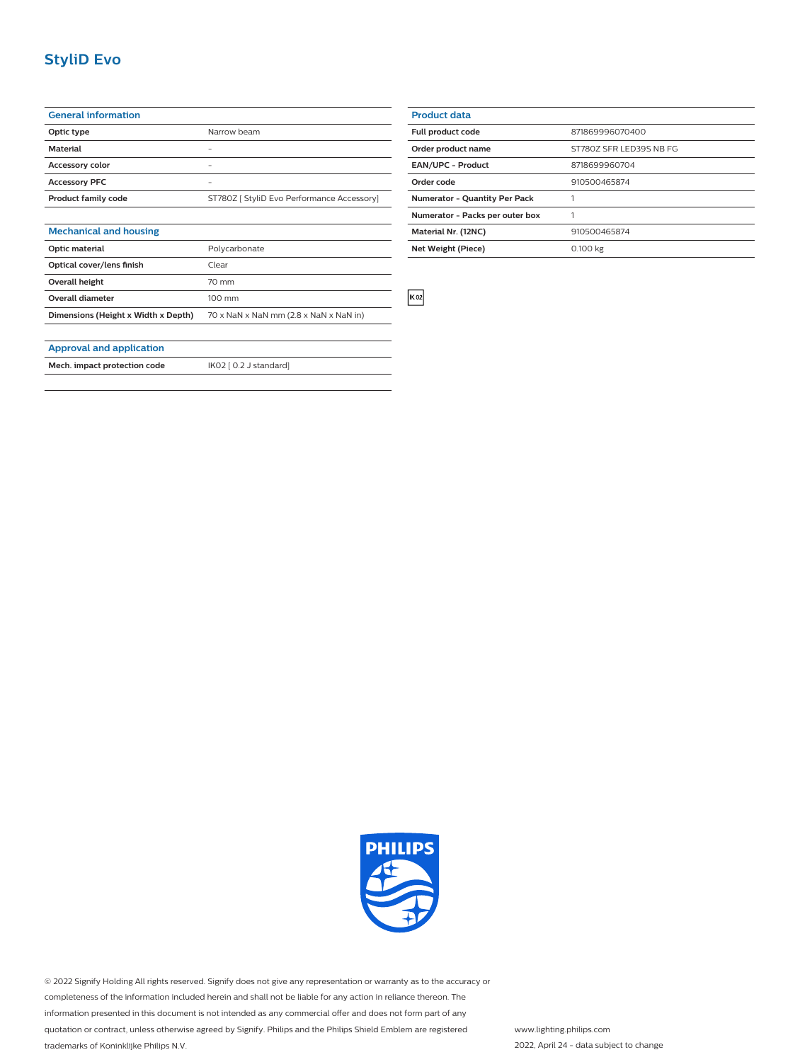# StyliD Evo

## General information

| | |
|---|---|
| Optic type | Narrow beam |
| Material | - |
| Accessory color | - |
| Accessory PFC | - |
| Product family code | ST780Z [ StyliD Evo Performance Accessory] |

## Mechanical and housing

| | |
|---|---|
| Optic material | Polycarbonate |
| Optical cover/lens finish | Clear |
| Overall height | 70 mm |
| Overall diameter | 100 mm |
| Dimensions (Height x Width x Depth) | 70 x NaN x NaN mm (2.8 x NaN x NaN in) |

## Approval and application

| | |
|---|---|
| Mech. impact protection code | IK02 [ 0.2 J standard] |

## Product data

| | |
|---|---|
| Full product code | 871869996070400 |
| Order product name | ST780Z SFR LED39S NB FG |
| EAN/UPC - Product | 8718699960704 |
| Order code | 910500465874 |
| Numerator - Quantity Per Pack | 1 |
| Numerator - Packs per outer box | 1 |
| Material Nr. (12NC) | 910500465874 |
| Net Weight (Piece) | 0.100 kg |

IK 02

© 2022 Signify Holding All rights reserved. Signify does not give any representation or warranty as to the accuracy or completeness of the information included herein and shall not be liable for any action in reliance thereon. The information presented in this document is not intended as any commercial offer and does not form part of any quotation or contract, unless otherwise agreed by Signify. Philips and the Philips Shield Emblem are registered trademarks of Koninklijke Philips N.V.

www.lighting.philips.com

2022, April 24 - data subject to change